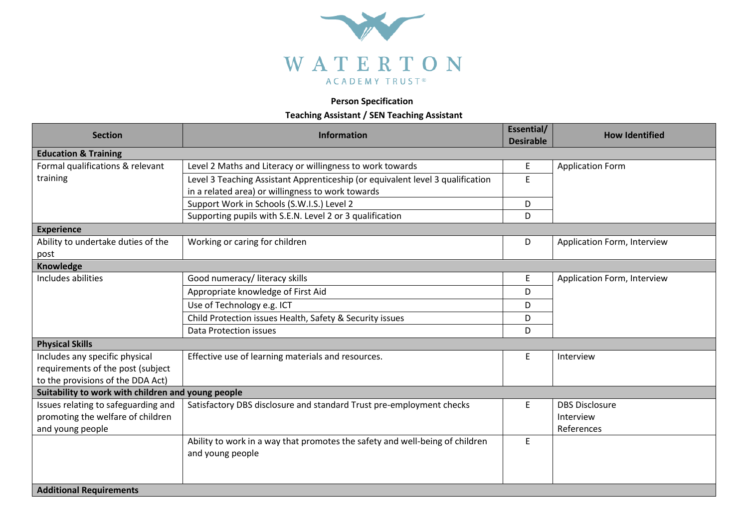WATERTON

ACADEMY TRUST®

**Person Specification**

**Teaching Assistant / SEN Teaching Assistant**

| Section | Information | Essential/ Desirable | How Identified |
|---|---|---|---|
| **Education & Training** | | | |
| Formal qualifications & relevant training | Level 2 Maths and Literacy or willingness to work towards | E | Application Form |
| | Level 3 Teaching Assistant Apprenticeship (or equivalent level 3 qualification in a related area) or willingness to work towards | E | |
| | Support Work in Schools (S.W.I.S.) Level 2 | D | |
| | Supporting pupils with S.E.N. Level 2 or 3 qualification | D | |
| **Experience** | | | |
| Ability to undertake duties of the post | Working or caring for children | D | Application Form, Interview |
| **Knowledge** | | | |
| Includes abilities | Good numeracy/ literacy skills | E | Application Form, Interview |
| | Appropriate knowledge of First Aid | D | |
| | Use of Technology e.g. ICT | D | |
| | Child Protection issues Health, Safety & Security issues | D | |
| | Data Protection issues | D | |
| **Physical Skills** | | | |
| Includes any specific physical requirements of the post (subject to the provisions of the DDA Act) | Effective use of learning materials and resources. | E | Interview |
| **Suitability to work with children and young people** | | | |
| Issues relating to safeguarding and promoting the welfare of children and young people | Satisfactory DBS disclosure and standard Trust pre-employment checks | E | DBS Disclosure<br>Interview<br>References |
| | Ability to work in a way that promotes the safety and well-being of children and young people | E | |
| **Additional Requirements** | | | |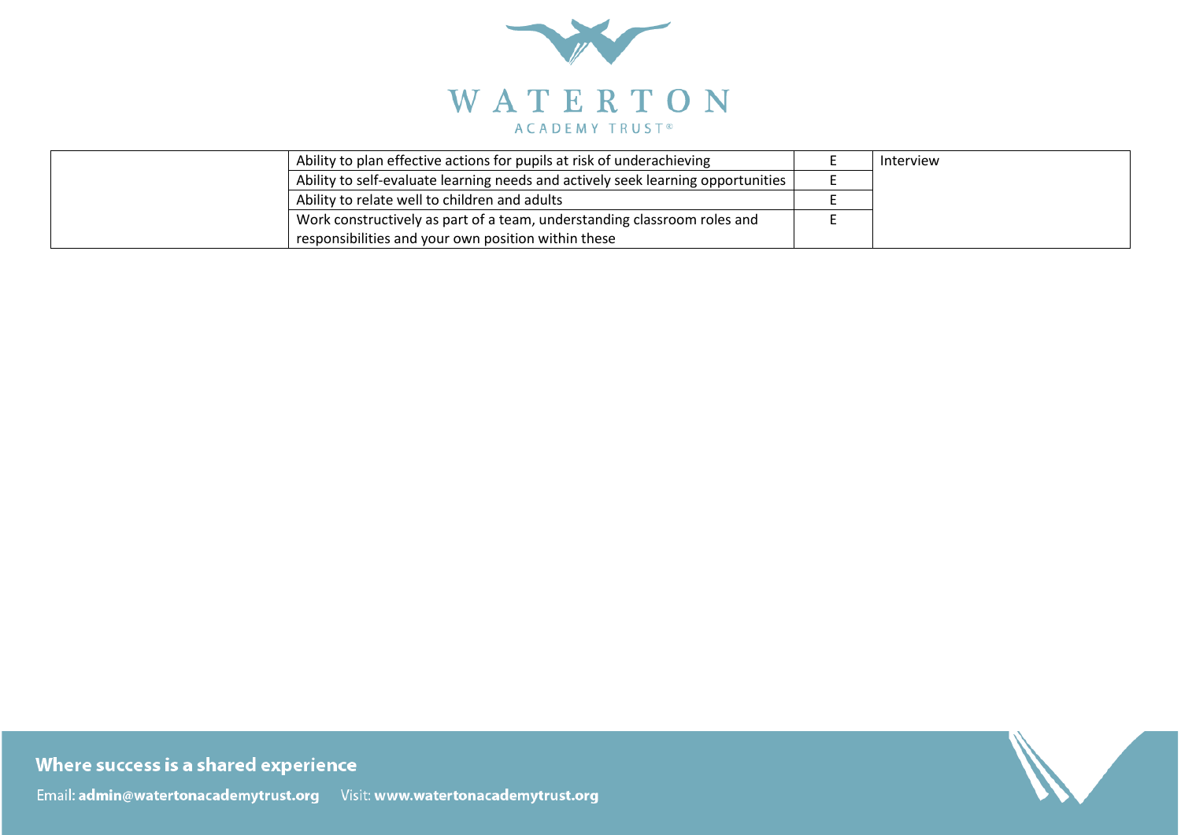| | | | |
|---|---|---|---|
| | Ability to plan effective actions for pupils at risk of underachieving | E | Interview |
| | Ability to self-evaluate learning needs and actively seek learning opportunities | E | |
| | Ability to relate well to children and adults | E | |
| | Work constructively as part of a team, understanding classroom roles and responsibilities and your own position within these | E | |